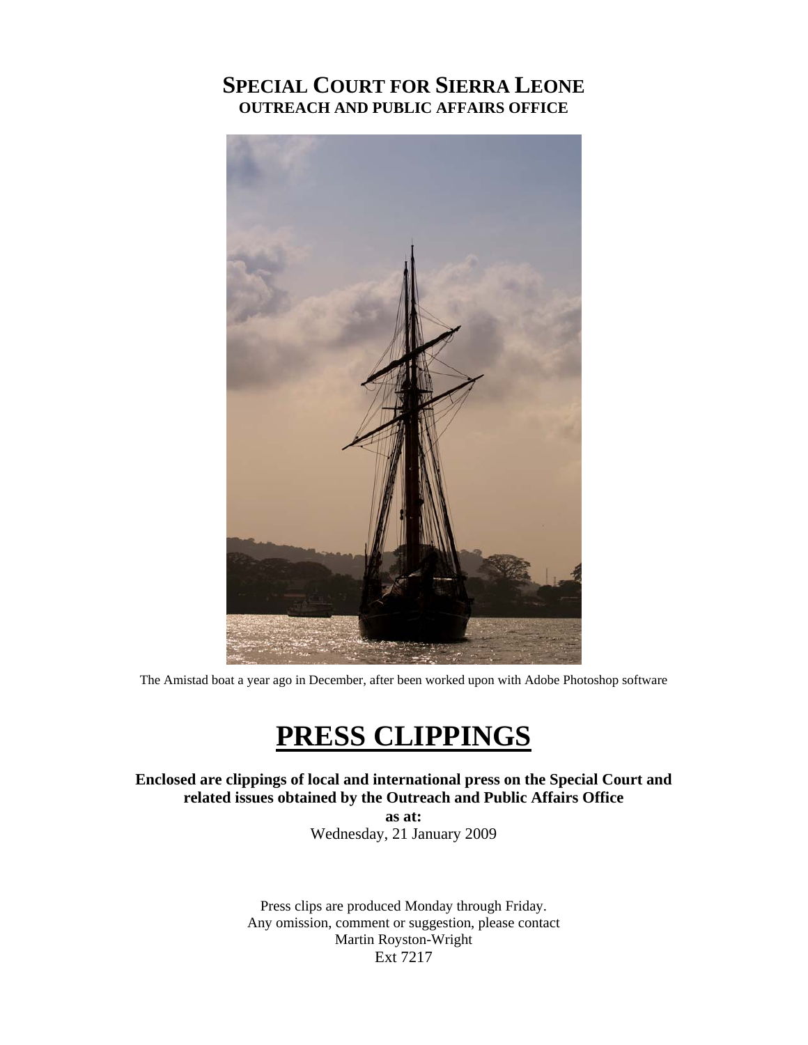# SPECIAL COURT FOR SIERRA LEONE
## OUTREACH AND PUBLIC AFFAIRS OFFICE

The Amistad boat a year ago in December, after been worked upon with Adobe Photoshop software

# PRESS CLIPPINGS

**Enclosed are clippings of local and international press on the Special Court and related issues obtained by the Outreach and Public Affairs Office**

**as at:**

Wednesday, 21 January 2009

Press clips are produced Monday through Friday.
Any omission, comment or suggestion, please contact
Martin Royston-Wright
Ext 7217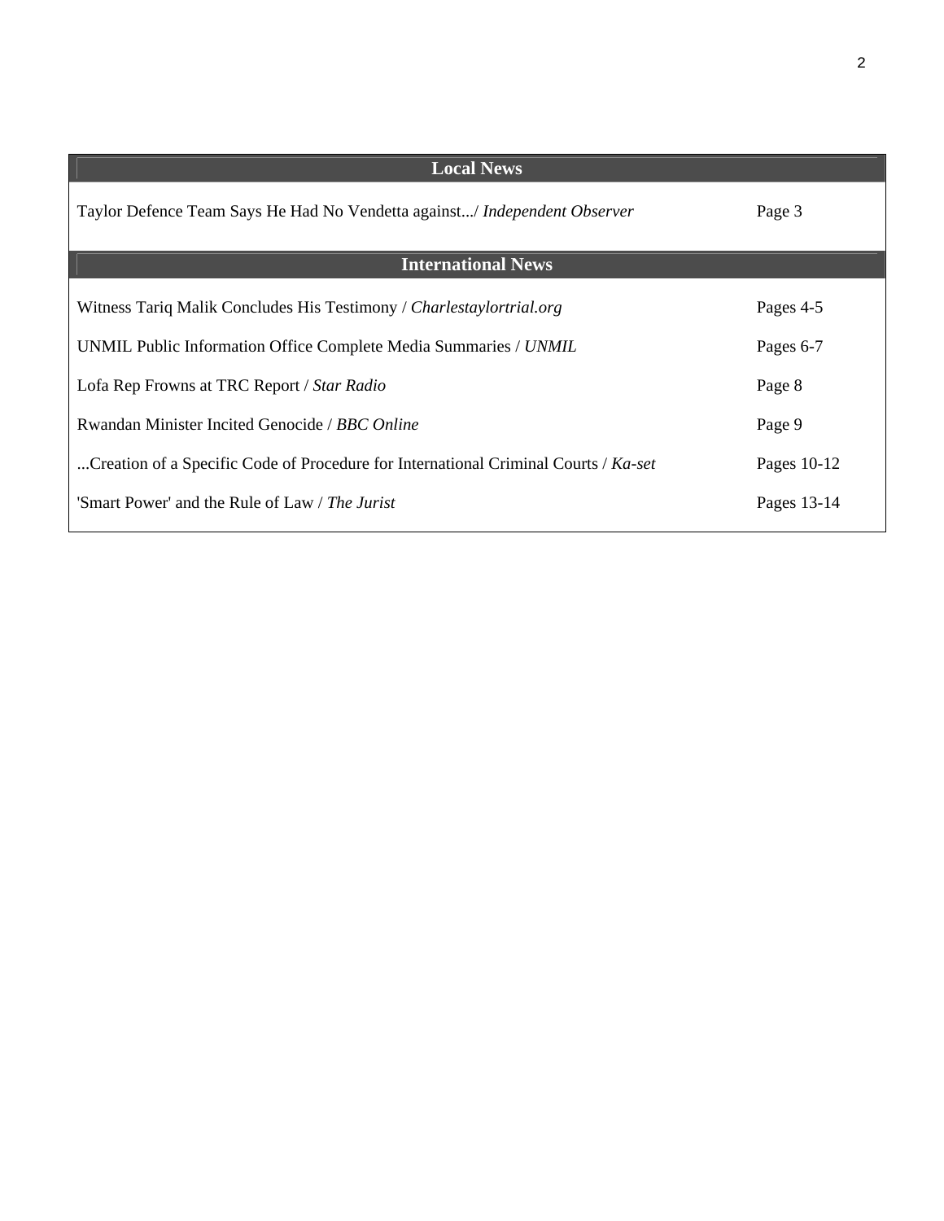| Local News | |
|---|---|
| Taylor Defence Team Says He Had No Vendetta against.../ *Independent Observer* | Page 3 |

| International News | |
|---|---|
| Witness Tariq Malik Concludes His Testimony / *Charlestaylortrial.org* | Pages 4-5 |
| UNMIL Public Information Office Complete Media Summaries / *UNMIL* | Pages 6-7 |
| Lofa Rep Frowns at TRC Report / *Star Radio* | Page 8 |
| Rwandan Minister Incited Genocide / *BBC Online* | Page 9 |
| ...Creation of a Specific Code of Procedure for International Criminal Courts / *Ka-set* | Pages 10-12 |
| 'Smart Power' and the Rule of Law / *The Jurist* | Pages 13-14 |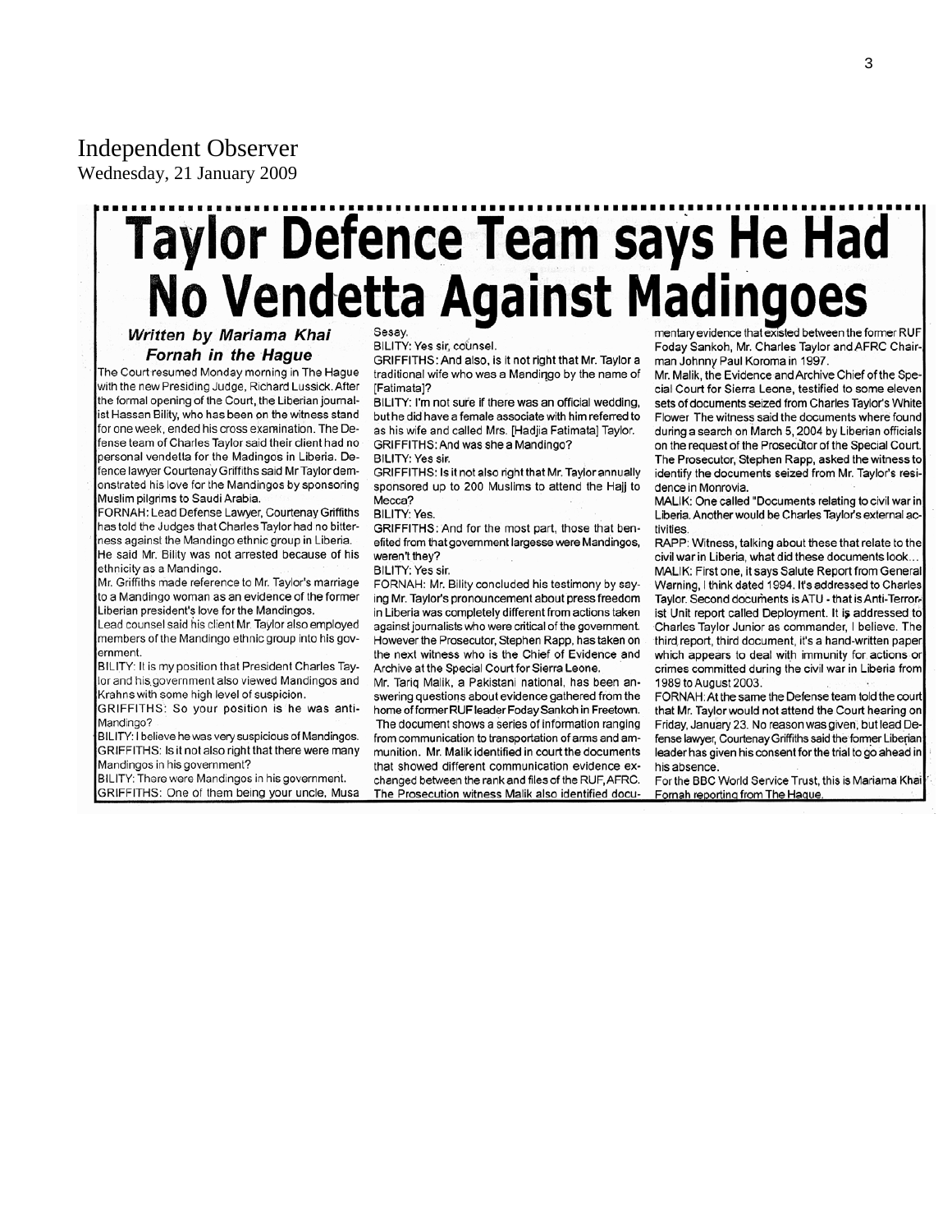Independent Observer
Wednesday, 21 January 2009

# Taylor Defence Team says He Had No Vendetta Against Madingoes

***Written by Mariama Khai Fornah in the Hague***

The Court resumed Monday morning in The Hague with the new Presiding Judge, Richard Lussick. After the formal opening of the Court, the Liberian journalist Hassan Bility, who has been on the witness stand for one week, ended his cross examination. The Defense team of Charles Taylor said their client had no personal vendetta for the Madingos in Liberia. Defence lawyer Courtenay Griffiths said Mr Taylor demonstrated his love for the Mandingos by sponsoring Muslim pilgrims to Saudi Arabia.

FORNAH: Lead Defense Lawyer, Courtenay Griffiths has told the Judges that Charles Taylor had no bitterness against the Mandingo ethnic group in Liberia. He said Mr. Bility was not arrested because of his ethnicity as a Mandingo.

Mr. Griffiths made reference to Mr. Taylor's marriage to a Mandingo woman as an evidence of the former Liberian president's love for the Mandingos.

Lead counsel said his client Mr. Taylor also employed members of the Mandingo ethnic group into his government.

BILITY: It is my position that President Charles Taylor and his government also viewed Mandingos and Krahns with some high level of suspicion.

GRIFFITHS: So your position is he was anti-Mandingo?

BILITY: I believe he was very suspicious of Mandingos.

GRIFFITHS: Is it not also right that there were many Mandingos in his government?

BILITY: There were Mandingos in his government.

GRIFFITHS: One of them being your uncle, Musa Sesay.

BILITY: Yes sir, counsel.

GRIFFITHS: And also, is it not right that Mr. Taylor a traditional wife who was a Mandingo by the name of [Fatimata]?

BILITY: I'm not sure if there was an official wedding, but he did have a female associate with him referred to as his wife and called Mrs. [Hadjia Fatimata] Taylor.

GRIFFITHS: And was she a Mandingo?

BILITY: Yes sir.

GRIFFITHS: Is it not also right that Mr. Taylor annually sponsored up to 200 Muslims to attend the Hajj to Mecca?

BILITY: Yes.

GRIFFITHS: And for the most part, those that benefited from that government largesse were Mandingos, weren't they?

BILITY: Yes sir.

FORNAH: Mr. Bility concluded his testimony by saying Mr. Taylor's pronouncement about press freedom in Liberia was completely different from actions taken against journalists who were critical of the government. However the Prosecutor, Stephen Rapp, has taken on the next witness who is the Chief of Evidence and Archive at the Special Court for Sierra Leone.

Mr. Tariq Malik, a Pakistani national, has been answering questions about evidence gathered from the home of former RUF leader Foday Sankoh in Freetown. The document shows a series of information ranging from communication to transportation of arms and ammunition. Mr. Malik identified in court the documents that showed different communication evidence exchanged between the rank and files of the RUF, AFRC. The Prosecution witness Malik also identified documentary evidence that existed between the former RUF Foday Sankoh, Mr. Charles Taylor and AFRC Chairman Johnny Paul Koroma in 1997.

Mr. Malik, the Evidence and Archive Chief of the Special Court for Sierra Leone, testified to some eleven sets of documents seized from Charles Taylor's White Flower The witness said the documents where found during a search on March 5, 2004 by Liberian officials on the request of the Prosecutor of the Special Court. The Prosecutor, Stephen Rapp, asked the witness to identify the documents seized from Mr. Taylor's residence in Monrovia.

MALIK: One called "Documents relating to civil war in Liberia. Another would be Charles Taylor's external activities.

RAPP: Witness, talking about these that relate to the civil war in Liberia, what did these documents look…

MALIK: First one, it says Salute Report from General Warning, I think dated 1994. It's addressed to Charles Taylor. Second documents is ATU - that is Anti-Terrorist Unit report called Deployment. It is addressed to Charles Taylor Junior as commander, I believe. The third report, third document, it's a hand-written paper which appears to deal with immunity for actions or crimes committed during the civil war in Liberia from 1989 to August 2003.

FORNAH: At the same the Defense team told the court that Mr. Taylor would not attend the Court hearing on Friday, January 23. No reason was given, but lead Defense lawyer, Courtenay Griffiths said the former Liberian leader has given his consent for the trial to go ahead in his absence.

For the BBC World Service Trust, this is Mariama Khai Fornah reporting from The Hague.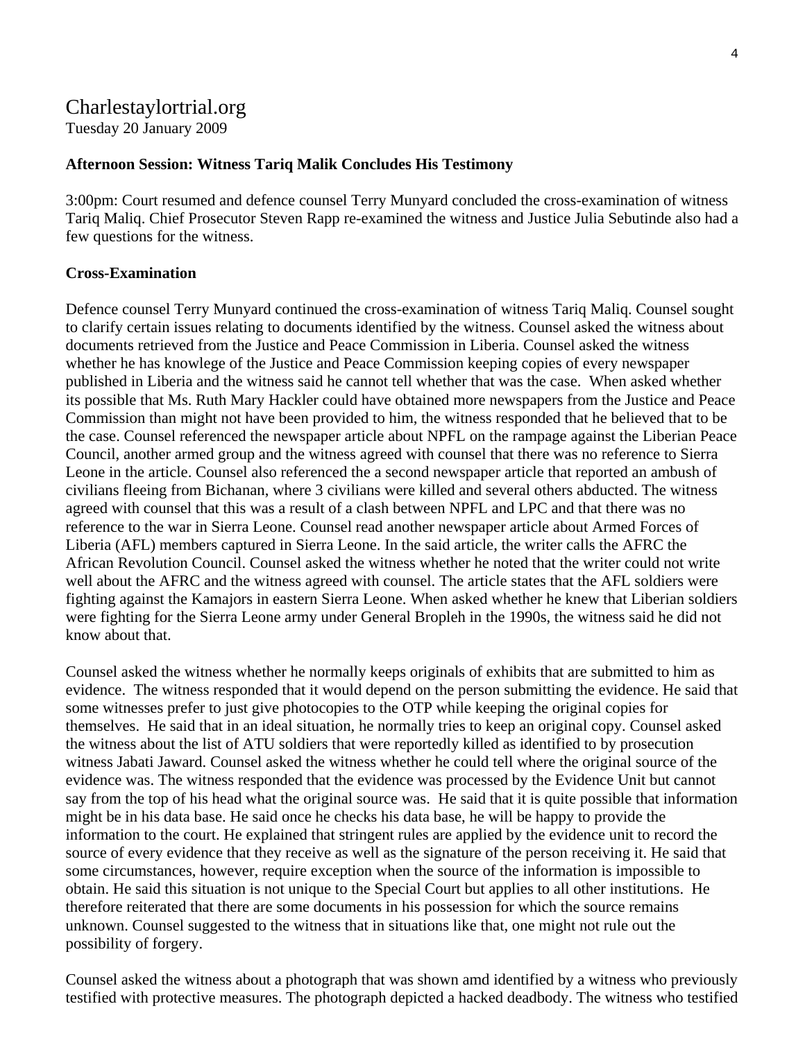Charlestaylortrial.org
Tuesday 20 January 2009

**Afternoon Session: Witness Tariq Malik Concludes His Testimony**

3:00pm: Court resumed and defence counsel Terry Munyard concluded the cross-examination of witness Tariq Maliq. Chief Prosecutor Steven Rapp re-examined the witness and Justice Julia Sebutinde also had a few questions for the witness.

**Cross-Examination**

Defence counsel Terry Munyard continued the cross-examination of witness Tariq Maliq. Counsel sought to clarify certain issues relating to documents identified by the witness. Counsel asked the witness about documents retrieved from the Justice and Peace Commission in Liberia. Counsel asked the witness whether he has knowlege of the Justice and Peace Commission keeping copies of every newspaper published in Liberia and the witness said he cannot tell whether that was the case. When asked whether its possible that Ms. Ruth Mary Hackler could have obtained more newspapers from the Justice and Peace Commission than might not have been provided to him, the witness responded that he believed that to be the case. Counsel referenced the newspaper article about NPFL on the rampage against the Liberian Peace Council, another armed group and the witness agreed with counsel that there was no reference to Sierra Leone in the article. Counsel also referenced the a second newspaper article that reported an ambush of civilians fleeing from Bichanan, where 3 civilians were killed and several others abducted. The witness agreed with counsel that this was a result of a clash between NPFL and LPC and that there was no reference to the war in Sierra Leone. Counsel read another newspaper article about Armed Forces of Liberia (AFL) members captured in Sierra Leone. In the said article, the writer calls the AFRC the African Revolution Council. Counsel asked the witness whether he noted that the writer could not write well about the AFRC and the witness agreed with counsel. The article states that the AFL soldiers were fighting against the Kamajors in eastern Sierra Leone. When asked whether he knew that Liberian soldiers were fighting for the Sierra Leone army under General Bropleh in the 1990s, the witness said he did not know about that.

Counsel asked the witness whether he normally keeps originals of exhibits that are submitted to him as evidence. The witness responded that it would depend on the person submitting the evidence. He said that some witnesses prefer to just give photocopies to the OTP while keeping the original copies for themselves. He said that in an ideal situation, he normally tries to keep an original copy. Counsel asked the witness about the list of ATU soldiers that were reportedly killed as identified to by prosecution witness Jabati Jaward. Counsel asked the witness whether he could tell where the original source of the evidence was. The witness responded that the evidence was processed by the Evidence Unit but cannot say from the top of his head what the original source was. He said that it is quite possible that information might be in his data base. He said once he checks his data base, he will be happy to provide the information to the court. He explained that stringent rules are applied by the evidence unit to record the source of every evidence that they receive as well as the signature of the person receiving it. He said that some circumstances, however, require exception when the source of the information is impossible to obtain. He said this situation is not unique to the Special Court but applies to all other institutions. He therefore reiterated that there are some documents in his possession for which the source remains unknown. Counsel suggested to the witness that in situations like that, one might not rule out the possibility of forgery.

Counsel asked the witness about a photograph that was shown amd identified by a witness who previously testified with protective measures. The photograph depicted a hacked deadbody. The witness who testified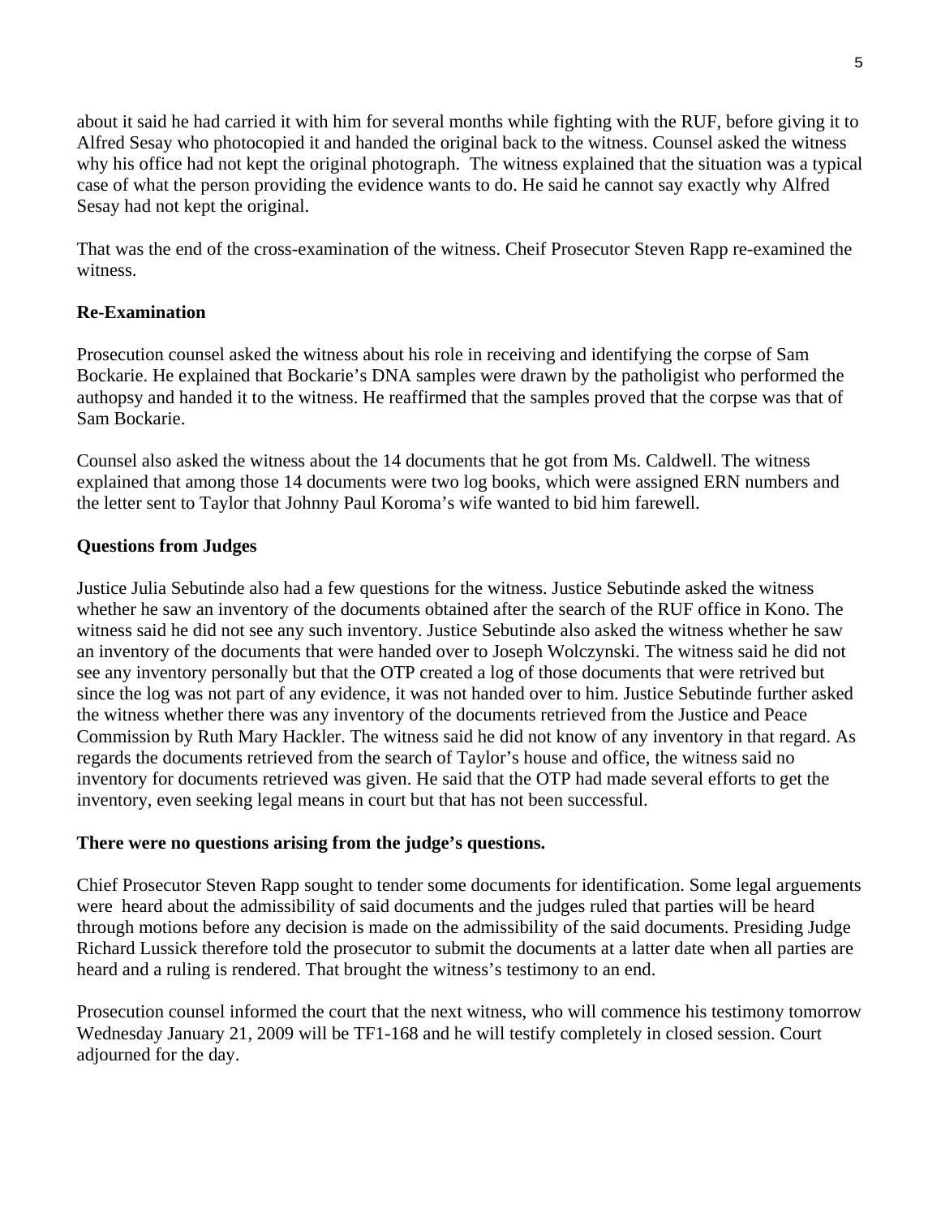about it said he had carried it with him for several months while fighting with the RUF, before giving it to Alfred Sesay who photocopied it and handed the original back to the witness. Counsel asked the witness why his office had not kept the original photograph. The witness explained that the situation was a typical case of what the person providing the evidence wants to do. He said he cannot say exactly why Alfred Sesay had not kept the original.

That was the end of the cross-examination of the witness. Cheif Prosecutor Steven Rapp re-examined the witness.

**Re-Examination**

Prosecution counsel asked the witness about his role in receiving and identifying the corpse of Sam Bockarie. He explained that Bockarie's DNA samples were drawn by the patholigist who performed the authopsy and handed it to the witness. He reaffirmed that the samples proved that the corpse was that of Sam Bockarie.

Counsel also asked the witness about the 14 documents that he got from Ms. Caldwell. The witness explained that among those 14 documents were two log books, which were assigned ERN numbers and the letter sent to Taylor that Johnny Paul Koroma's wife wanted to bid him farewell.

**Questions from Judges**

Justice Julia Sebutinde also had a few questions for the witness. Justice Sebutinde asked the witness whether he saw an inventory of the documents obtained after the search of the RUF office in Kono. The witness said he did not see any such inventory. Justice Sebutinde also asked the witness whether he saw an inventory of the documents that were handed over to Joseph Wolczynski. The witness said he did not see any inventory personally but that the OTP created a log of those documents that were retrived but since the log was not part of any evidence, it was not handed over to him. Justice Sebutinde further asked the witness whether there was any inventory of the documents retrieved from the Justice and Peace Commission by Ruth Mary Hackler. The witness said he did not know of any inventory in that regard. As regards the documents retrieved from the search of Taylor's house and office, the witness said no inventory for documents retrieved was given. He said that the OTP had made several efforts to get the inventory, even seeking legal means in court but that has not been successful.

**There were no questions arising from the judge's questions.**

Chief Prosecutor Steven Rapp sought to tender some documents for identification. Some legal arguements were heard about the admissibility of said documents and the judges ruled that parties will be heard through motions before any decision is made on the admissibility of the said documents. Presiding Judge Richard Lussick therefore told the prosecutor to submit the documents at a latter date when all parties are heard and a ruling is rendered. That brought the witness's testimony to an end.

Prosecution counsel informed the court that the next witness, who will commence his testimony tomorrow Wednesday January 21, 2009 will be TF1-168 and he will testify completely in closed session. Court adjourned for the day.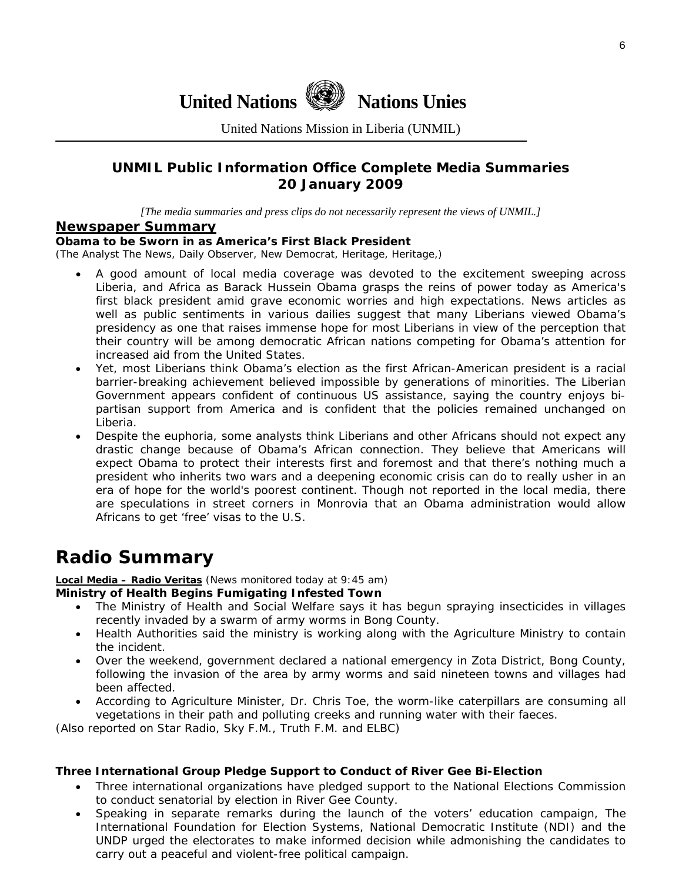# United Nations Nations Unies

United Nations Mission in Liberia (UNMIL)

## UNMIL Public Information Office Complete Media Summaries 20 January 2009

*[The media summaries and press clips do not necessarily represent the views of UNMIL.]*

## Newspaper Summary

**Obama to be Sworn in as America's First Black President**

(The Analyst The News, Daily Observer, New Democrat, Heritage, Heritage,)

- A good amount of local media coverage was devoted to the excitement sweeping across Liberia, and Africa as Barack Hussein Obama grasps the reins of power today as America's first black president amid grave economic worries and high expectations. News articles as well as public sentiments in various dailies suggest that many Liberians viewed Obama's presidency as one that raises immense hope for most Liberians in view of the perception that their country will be among democratic African nations competing for Obama's attention for increased aid from the United States.
- Yet, most Liberians think Obama's election as the first African-American president is a racial barrier-breaking achievement believed impossible by generations of minorities. The Liberian Government appears confident of continuous US assistance, saying the country enjoys bi-partisan support from America and is confident that the policies remained unchanged on Liberia.
- Despite the euphoria, some analysts think Liberians and other Africans should not expect any drastic change because of Obama's African connection. They believe that Americans will expect Obama to protect their interests first and foremost and that there's nothing much a president who inherits two wars and a deepening economic crisis can do to really usher in an era of hope for the world's poorest continent. Though not reported in the local media, there are speculations in street corners in Monrovia that an Obama administration would allow Africans to get 'free' visas to the U.S.

# Radio Summary

**Local Media – Radio Veritas** (News monitored today at 9:45 am)

**Ministry of Health Begins Fumigating Infested Town**

- The Ministry of Health and Social Welfare says it has begun spraying insecticides in villages recently invaded by a swarm of army worms in Bong County.
- Health Authorities said the ministry is working along with the Agriculture Ministry to contain the incident.
- Over the weekend, government declared a national emergency in Zota District, Bong County, following the invasion of the area by army worms and said nineteen towns and villages had been affected.
- According to Agriculture Minister, Dr. Chris Toe, the worm-like caterpillars are consuming all vegetations in their path and polluting creeks and running water with their faeces.

(Also reported on Star Radio, Sky F.M., Truth F.M. and ELBC)

**Three International Group Pledge Support to Conduct of River Gee Bi-Election**

- Three international organizations have pledged support to the National Elections Commission to conduct senatorial by election in River Gee County.
- Speaking in separate remarks during the launch of the voters' education campaign, The International Foundation for Election Systems, National Democratic Institute (NDI) and the UNDP urged the electorates to make informed decision while admonishing the candidates to carry out a peaceful and violent-free political campaign.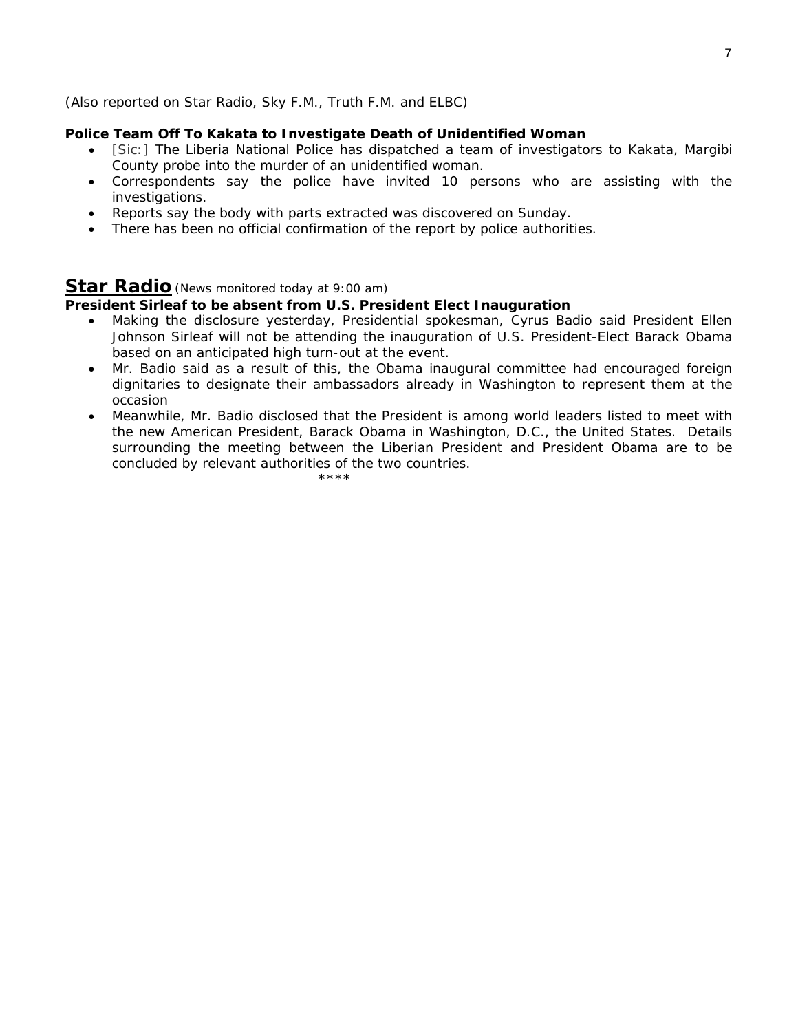(Also reported on Star Radio, Sky F.M., Truth F.M. and ELBC)

**Police Team Off To Kakata to Investigate Death of Unidentified Woman**

- [Sic:] The Liberia National Police has dispatched a team of investigators to Kakata, Margibi County probe into the murder of an unidentified woman.
- Correspondents say the police have invited 10 persons who are assisting with the investigations.
- Reports say the body with parts extracted was discovered on Sunday.
- There has been no official confirmation of the report by police authorities.

## Star Radio *(News monitored today at 9:00 am)*

**President Sirleaf to be absent from U.S. President Elect Inauguration**

- Making the disclosure yesterday, Presidential spokesman, Cyrus Badio said President Ellen Johnson Sirleaf will not be attending the inauguration of U.S. President-Elect Barack Obama based on an anticipated high turn-out at the event.
- Mr. Badio said as a result of this, the Obama inaugural committee had encouraged foreign dignitaries to designate their ambassadors already in Washington to represent them at the occasion
- Meanwhile, Mr. Badio disclosed that the President is among world leaders listed to meet with the new American President, Barack Obama in Washington, D.C., the United States. Details surrounding the meeting between the Liberian President and President Obama are to be concluded by relevant authorities of the two countries.

****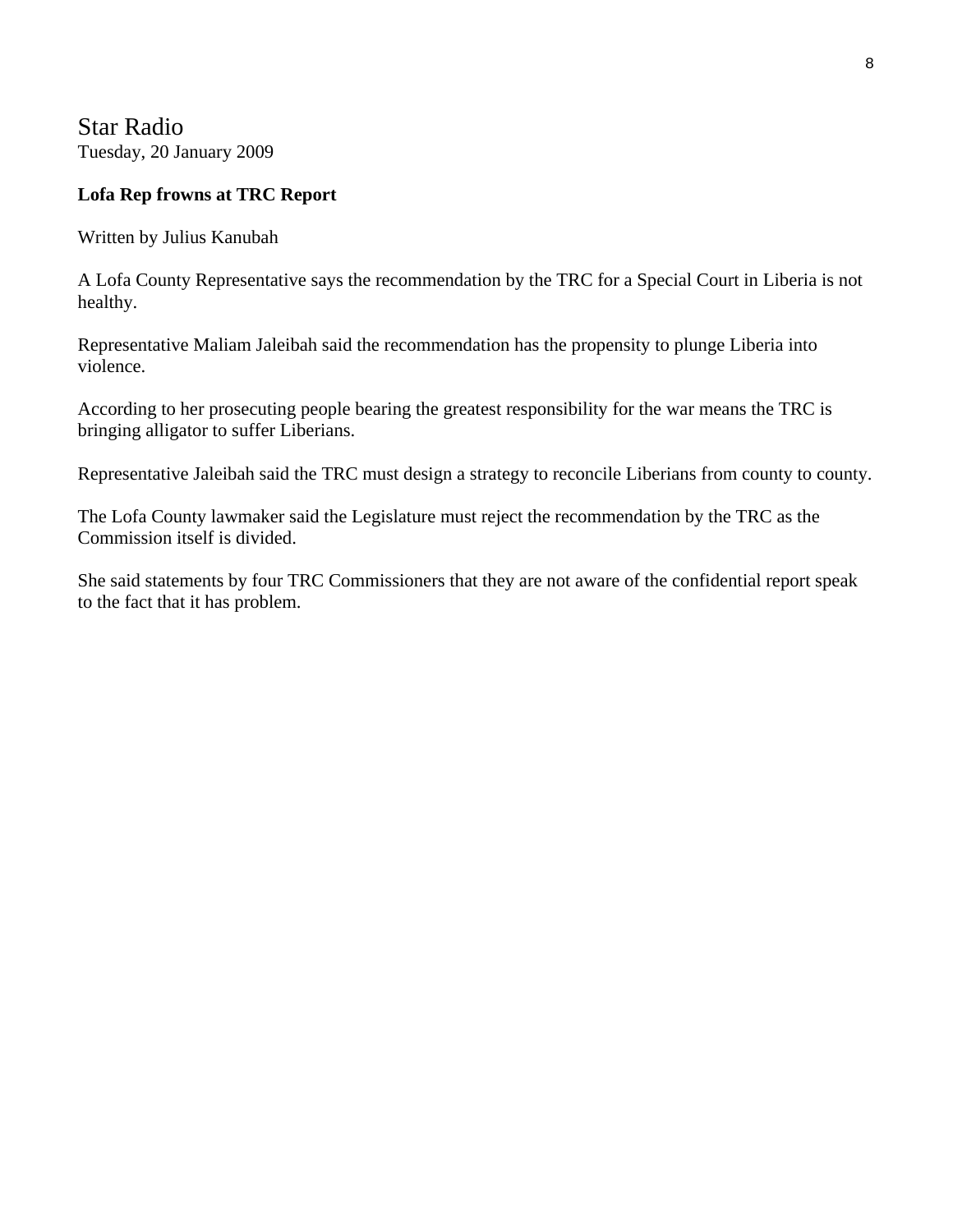# Star Radio

Tuesday, 20 January 2009

**Lofa Rep frowns at TRC Report**

Written by Julius Kanubah

A Lofa County Representative says the recommendation by the TRC for a Special Court in Liberia is not healthy.

Representative Maliam Jaleibah said the recommendation has the propensity to plunge Liberia into violence.

According to her prosecuting people bearing the greatest responsibility for the war means the TRC is bringing alligator to suffer Liberians.

Representative Jaleibah said the TRC must design a strategy to reconcile Liberians from county to county.

The Lofa County lawmaker said the Legislature must reject the recommendation by the TRC as the Commission itself is divided.

She said statements by four TRC Commissioners that they are not aware of the confidential report speak to the fact that it has problem.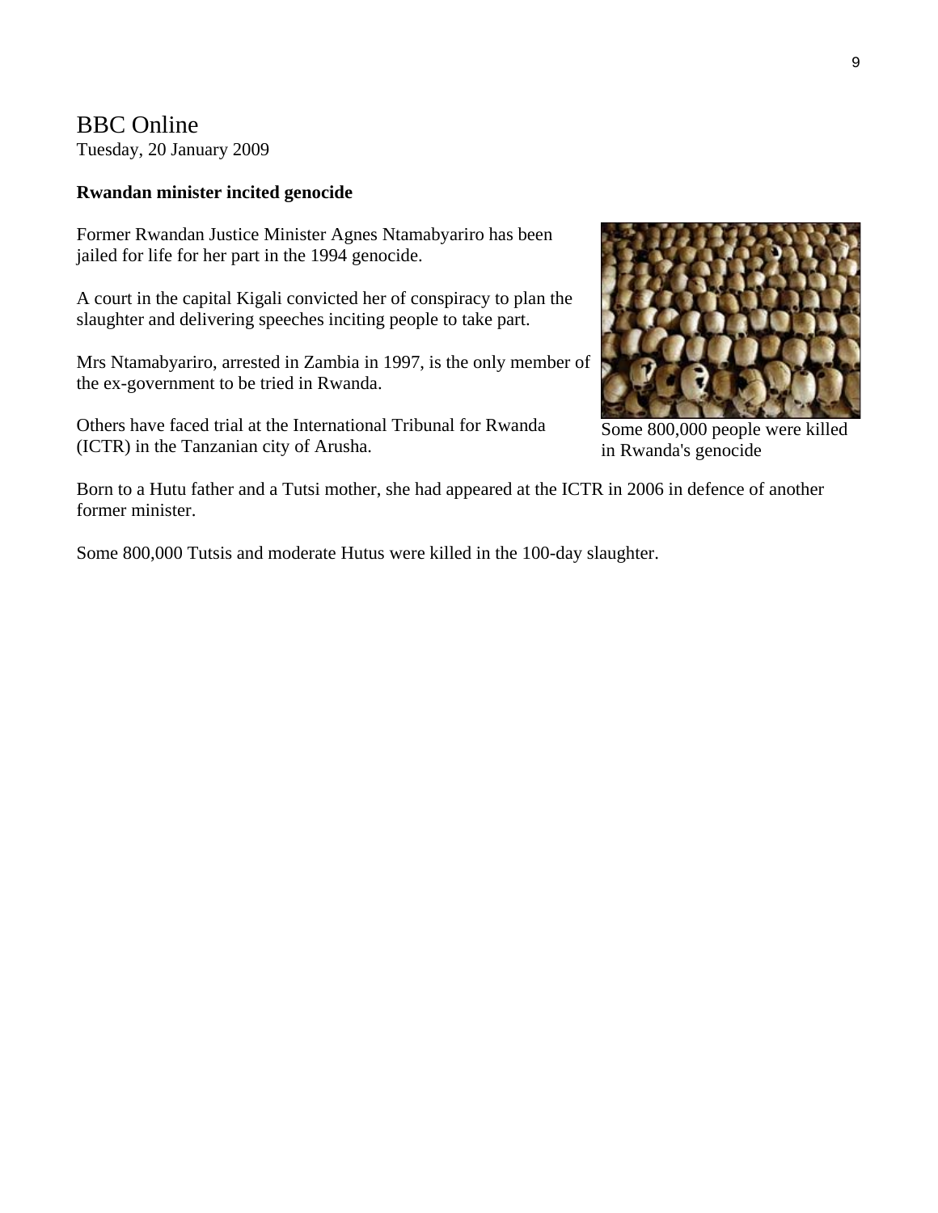# BBC Online

Tuesday, 20 January 2009

**Rwandan minister incited genocide**

Former Rwandan Justice Minister Agnes Ntamabyariro has been jailed for life for her part in the 1994 genocide.

A court in the capital Kigali convicted her of conspiracy to plan the slaughter and delivering speeches inciting people to take part.

Mrs Ntamabyariro, arrested in Zambia in 1997, is the only member of the ex-government to be tried in Rwanda.

Others have faced trial at the International Tribunal for Rwanda (ICTR) in the Tanzanian city of Arusha.

Some 800,000 people were killed in Rwanda's genocide

Born to a Hutu father and a Tutsi mother, she had appeared at the ICTR in 2006 in defence of another former minister.

Some 800,000 Tutsis and moderate Hutus were killed in the 100-day slaughter.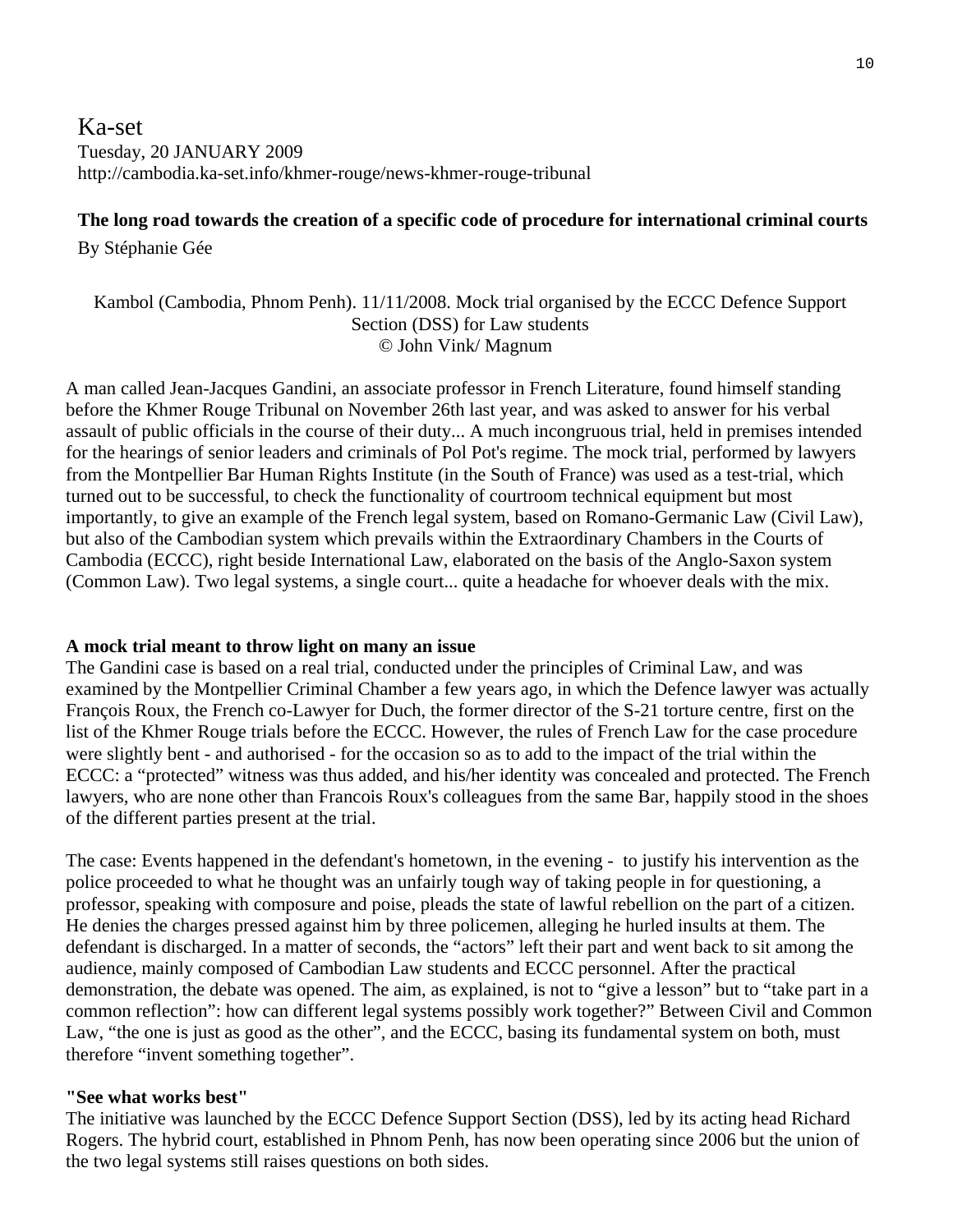# Ka-set

Tuesday, 20 JANUARY 2009
http://cambodia.ka-set.info/khmer-rouge/news-khmer-rouge-tribunal

**The long road towards the creation of a specific code of procedure for international criminal courts**

By Stéphanie Gée

Kambol (Cambodia, Phnom Penh). 11/11/2008. Mock trial organised by the ECCC Defence Support Section (DSS) for Law students
© John Vink/ Magnum

A man called Jean-Jacques Gandini, an associate professor in French Literature, found himself standing before the Khmer Rouge Tribunal on November 26th last year, and was asked to answer for his verbal assault of public officials in the course of their duty... A much incongruous trial, held in premises intended for the hearings of senior leaders and criminals of Pol Pot's regime. The mock trial, performed by lawyers from the Montpellier Bar Human Rights Institute (in the South of France) was used as a test-trial, which turned out to be successful, to check the functionality of courtroom technical equipment but most importantly, to give an example of the French legal system, based on Romano-Germanic Law (Civil Law), but also of the Cambodian system which prevails within the Extraordinary Chambers in the Courts of Cambodia (ECCC), right beside International Law, elaborated on the basis of the Anglo-Saxon system (Common Law). Two legal systems, a single court... quite a headache for whoever deals with the mix.

**A mock trial meant to throw light on many an issue**

The Gandini case is based on a real trial, conducted under the principles of Criminal Law, and was examined by the Montpellier Criminal Chamber a few years ago, in which the Defence lawyer was actually François Roux, the French co-Lawyer for Duch, the former director of the S-21 torture centre, first on the list of the Khmer Rouge trials before the ECCC. However, the rules of French Law for the case procedure were slightly bent - and authorised - for the occasion so as to add to the impact of the trial within the ECCC: a "protected" witness was thus added, and his/her identity was concealed and protected. The French lawyers, who are none other than Francois Roux's colleagues from the same Bar, happily stood in the shoes of the different parties present at the trial.

The case: Events happened in the defendant's hometown, in the evening - to justify his intervention as the police proceeded to what he thought was an unfairly tough way of taking people in for questioning, a professor, speaking with composure and poise, pleads the state of lawful rebellion on the part of a citizen. He denies the charges pressed against him by three policemen, alleging he hurled insults at them. The defendant is discharged. In a matter of seconds, the "actors" left their part and went back to sit among the audience, mainly composed of Cambodian Law students and ECCC personnel. After the practical demonstration, the debate was opened. The aim, as explained, is not to "give a lesson" but to "take part in a common reflection": how can different legal systems possibly work together?" Between Civil and Common Law, "the one is just as good as the other", and the ECCC, basing its fundamental system on both, must therefore "invent something together".

**"See what works best"**

The initiative was launched by the ECCC Defence Support Section (DSS), led by its acting head Richard Rogers. The hybrid court, established in Phnom Penh, has now been operating since 2006 but the union of the two legal systems still raises questions on both sides.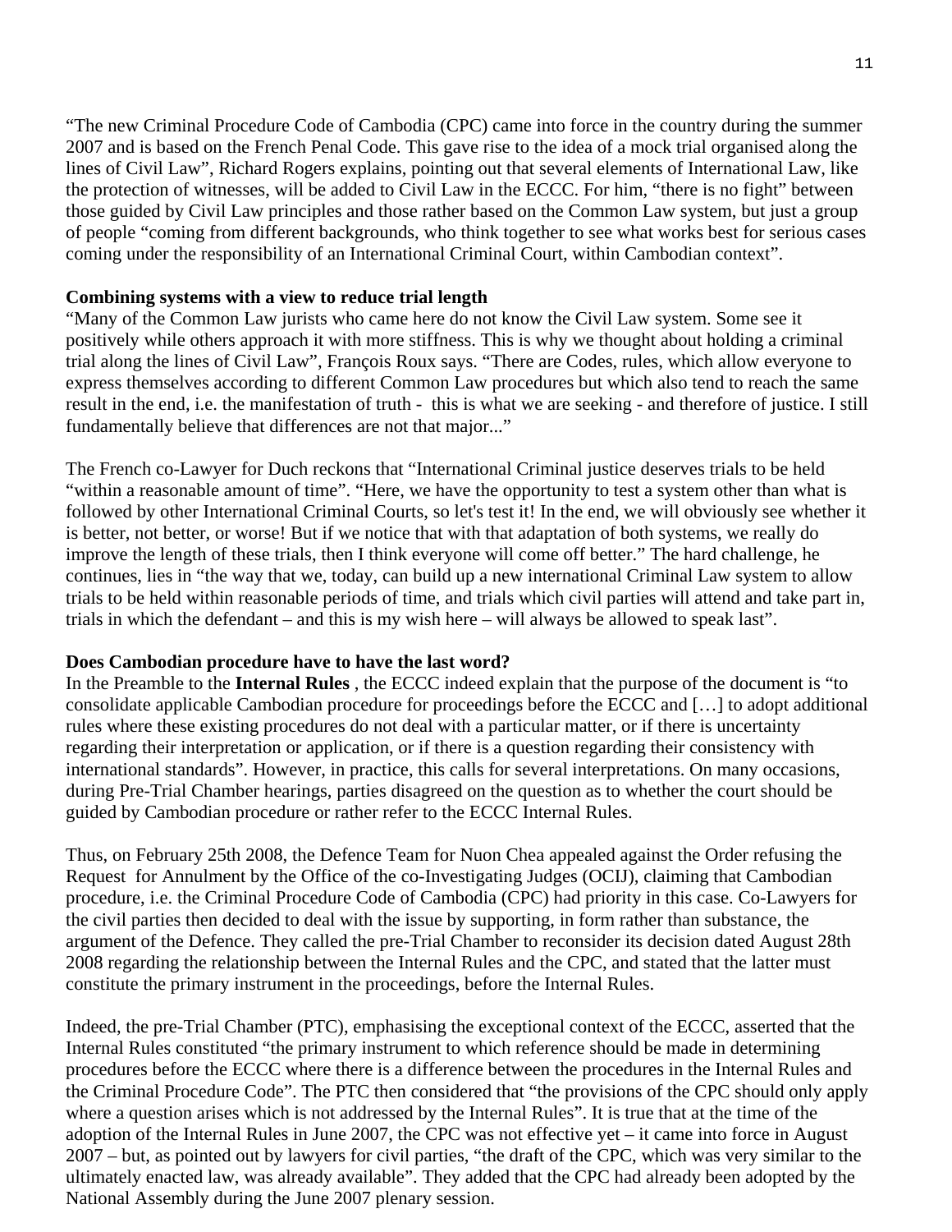"The new Criminal Procedure Code of Cambodia (CPC) came into force in the country during the summer 2007 and is based on the French Penal Code. This gave rise to the idea of a mock trial organised along the lines of Civil Law", Richard Rogers explains, pointing out that several elements of International Law, like the protection of witnesses, will be added to Civil Law in the ECCC. For him, "there is no fight" between those guided by Civil Law principles and those rather based on the Common Law system, but just a group of people "coming from different backgrounds, who think together to see what works best for serious cases coming under the responsibility of an International Criminal Court, within Cambodian context".

**Combining systems with a view to reduce trial length**

"Many of the Common Law jurists who came here do not know the Civil Law system. Some see it positively while others approach it with more stiffness. This is why we thought about holding a criminal trial along the lines of Civil Law", François Roux says. "There are Codes, rules, which allow everyone to express themselves according to different Common Law procedures but which also tend to reach the same result in the end, i.e. the manifestation of truth - this is what we are seeking - and therefore of justice. I still fundamentally believe that differences are not that major..."

The French co-Lawyer for Duch reckons that "International Criminal justice deserves trials to be held "within a reasonable amount of time". "Here, we have the opportunity to test a system other than what is followed by other International Criminal Courts, so let's test it! In the end, we will obviously see whether it is better, not better, or worse! But if we notice that with that adaptation of both systems, we really do improve the length of these trials, then I think everyone will come off better." The hard challenge, he continues, lies in "the way that we, today, can build up a new international Criminal Law system to allow trials to be held within reasonable periods of time, and trials which civil parties will attend and take part in, trials in which the defendant – and this is my wish here – will always be allowed to speak last".

**Does Cambodian procedure have to have the last word?**

In the Preamble to the **Internal Rules** , the ECCC indeed explain that the purpose of the document is "to consolidate applicable Cambodian procedure for proceedings before the ECCC and […] to adopt additional rules where these existing procedures do not deal with a particular matter, or if there is uncertainty regarding their interpretation or application, or if there is a question regarding their consistency with international standards". However, in practice, this calls for several interpretations. On many occasions, during Pre-Trial Chamber hearings, parties disagreed on the question as to whether the court should be guided by Cambodian procedure or rather refer to the ECCC Internal Rules.

Thus, on February 25th 2008, the Defence Team for Nuon Chea appealed against the Order refusing the Request for Annulment by the Office of the co-Investigating Judges (OCIJ), claiming that Cambodian procedure, i.e. the Criminal Procedure Code of Cambodia (CPC) had priority in this case. Co-Lawyers for the civil parties then decided to deal with the issue by supporting, in form rather than substance, the argument of the Defence. They called the pre-Trial Chamber to reconsider its decision dated August 28th 2008 regarding the relationship between the Internal Rules and the CPC, and stated that the latter must constitute the primary instrument in the proceedings, before the Internal Rules.

Indeed, the pre-Trial Chamber (PTC), emphasising the exceptional context of the ECCC, asserted that the Internal Rules constituted "the primary instrument to which reference should be made in determining procedures before the ECCC where there is a difference between the procedures in the Internal Rules and the Criminal Procedure Code". The PTC then considered that "the provisions of the CPC should only apply where a question arises which is not addressed by the Internal Rules". It is true that at the time of the adoption of the Internal Rules in June 2007, the CPC was not effective yet – it came into force in August 2007 – but, as pointed out by lawyers for civil parties, "the draft of the CPC, which was very similar to the ultimately enacted law, was already available". They added that the CPC had already been adopted by the National Assembly during the June 2007 plenary session.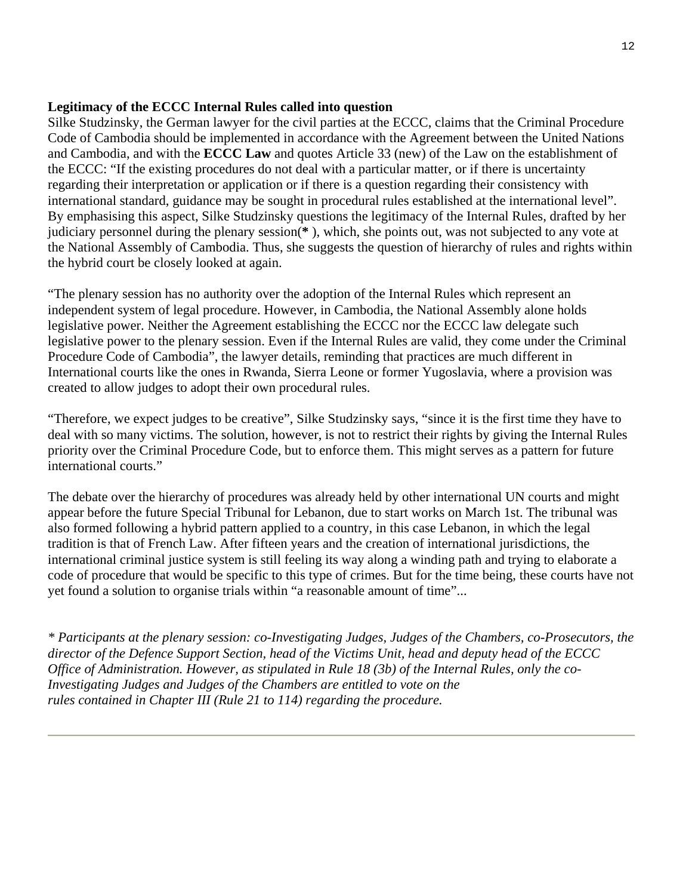**Legitimacy of the ECCC Internal Rules called into question**

Silke Studzinsky, the German lawyer for the civil parties at the ECCC, claims that the Criminal Procedure Code of Cambodia should be implemented in accordance with the Agreement between the United Nations and Cambodia, and with the **ECCC Law** and quotes Article 33 (new) of the Law on the establishment of the ECCC: "If the existing procedures do not deal with a particular matter, or if there is uncertainty regarding their interpretation or application or if there is a question regarding their consistency with international standard, guidance may be sought in procedural rules established at the international level". By emphasising this aspect, Silke Studzinsky questions the legitimacy of the Internal Rules, drafted by her judiciary personnel during the plenary session(**\*** ), which, she points out, was not subjected to any vote at the National Assembly of Cambodia. Thus, she suggests the question of hierarchy of rules and rights within the hybrid court be closely looked at again.

"The plenary session has no authority over the adoption of the Internal Rules which represent an independent system of legal procedure. However, in Cambodia, the National Assembly alone holds legislative power. Neither the Agreement establishing the ECCC nor the ECCC law delegate such legislative power to the plenary session. Even if the Internal Rules are valid, they come under the Criminal Procedure Code of Cambodia", the lawyer details, reminding that practices are much different in International courts like the ones in Rwanda, Sierra Leone or former Yugoslavia, where a provision was created to allow judges to adopt their own procedural rules.

"Therefore, we expect judges to be creative", Silke Studzinsky says, "since it is the first time they have to deal with so many victims. The solution, however, is not to restrict their rights by giving the Internal Rules priority over the Criminal Procedure Code, but to enforce them. This might serves as a pattern for future international courts."

The debate over the hierarchy of procedures was already held by other international UN courts and might appear before the future Special Tribunal for Lebanon, due to start works on March 1st. The tribunal was also formed following a hybrid pattern applied to a country, in this case Lebanon, in which the legal tradition is that of French Law. After fifteen years and the creation of international jurisdictions, the international criminal justice system is still feeling its way along a winding path and trying to elaborate a code of procedure that would be specific to this type of crimes. But for the time being, these courts have not yet found a solution to organise trials within "a reasonable amount of time"...

*\* Participants at the plenary session: co-Investigating Judges, Judges of the Chambers, co-Prosecutors, the director of the Defence Support Section, head of the Victims Unit, head and deputy head of the ECCC Office of Administration. However, as stipulated in Rule 18 (3b) of the Internal Rules, only the co-Investigating Judges and Judges of the Chambers are entitled to vote on the rules contained in Chapter III (Rule 21 to 114) regarding the procedure.*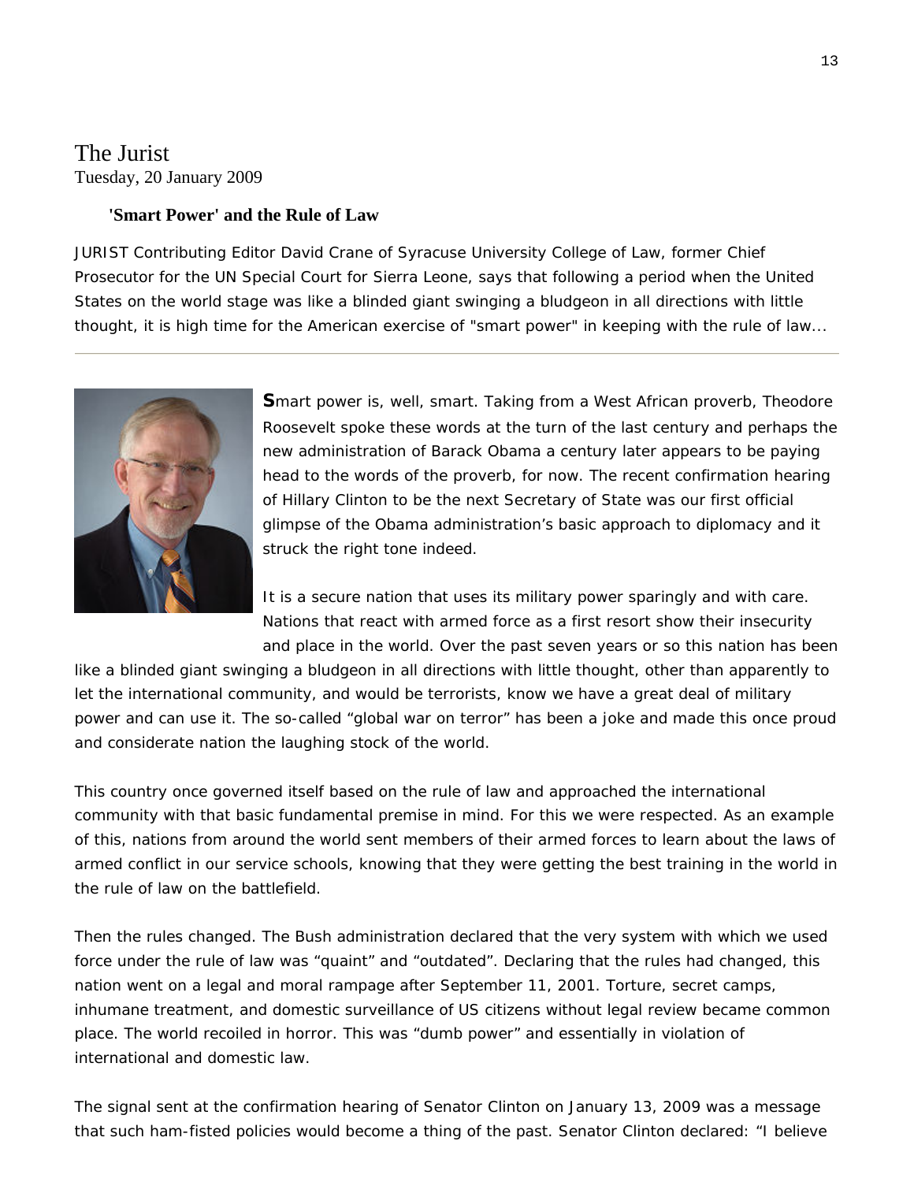The Jurist
Tuesday, 20 January 2009

### 'Smart Power' and the Rule of Law

JURIST Contributing Editor David Crane of Syracuse University College of Law, former Chief Prosecutor for the UN Special Court for Sierra Leone, says that following a period when the United States on the world stage was like a blinded giant swinging a bludgeon in all directions with little thought, it is high time for the American exercise of "smart power" in keeping with the rule of law...

---

**S**mart power is, well, smart. Taking from a West African proverb, Theodore Roosevelt spoke these words at the turn of the last century and perhaps the new administration of Barack Obama a century later appears to be paying head to the words of the proverb, for now. The recent confirmation hearing of Hillary Clinton to be the next Secretary of State was our first official glimpse of the Obama administration's basic approach to diplomacy and it struck the right tone indeed.

It is a secure nation that uses its military power sparingly and with care. Nations that react with armed force as a first resort show their insecurity and place in the world. Over the past seven years or so this nation has been like a blinded giant swinging a bludgeon in all directions with little thought, other than apparently to let the international community, and would be terrorists, know we have a great deal of military power and can use it. The so-called "global war on terror" has been a joke and made this once proud and considerate nation the laughing stock of the world.

This country once governed itself based on the rule of law and approached the international community with that basic fundamental premise in mind. For this we were respected. As an example of this, nations from around the world sent members of their armed forces to learn about the laws of armed conflict in our service schools, knowing that they were getting the best training in the world in the rule of law on the battlefield.

Then the rules changed. The Bush administration declared that the very system with which we used force under the rule of law was "quaint" and "outdated". Declaring that the rules had changed, this nation went on a legal and moral rampage after September 11, 2001. Torture, secret camps, inhumane treatment, and domestic surveillance of US citizens without legal review became common place. The world recoiled in horror. This was "dumb power" and essentially in violation of international and domestic law.

The signal sent at the confirmation hearing of Senator Clinton on January 13, 2009 was a message that such ham-fisted policies would become a thing of the past. Senator Clinton declared: "I believe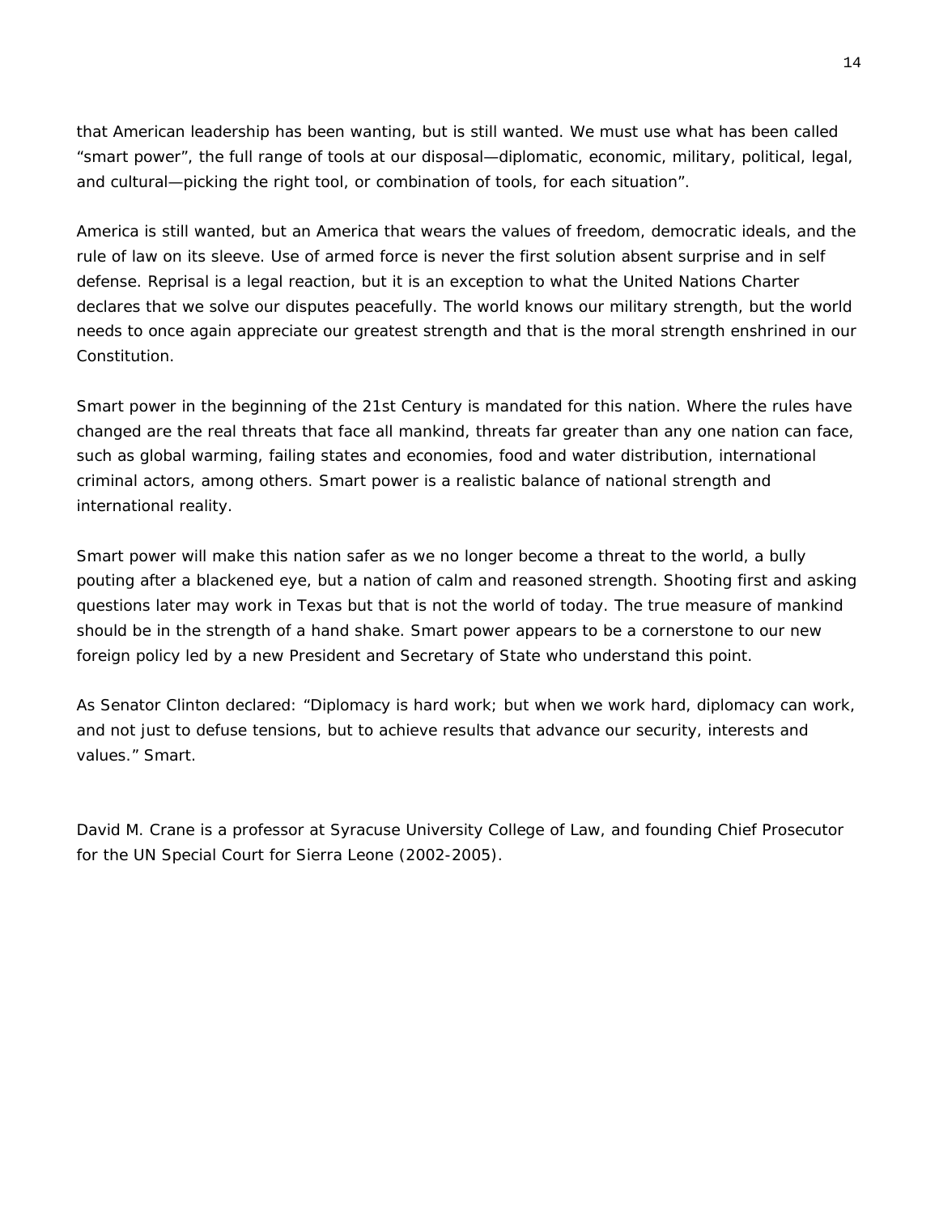that American leadership has been wanting, but is still wanted. We must use what has been called "smart power", the full range of tools at our disposal—diplomatic, economic, military, political, legal, and cultural—picking the right tool, or combination of tools, for each situation".

America is still wanted, but an America that wears the values of freedom, democratic ideals, and the rule of law on its sleeve. Use of armed force is never the first solution absent surprise and in self defense. Reprisal is a legal reaction, but it is an exception to what the United Nations Charter declares that we solve our disputes peacefully. The world knows our military strength, but the world needs to once again appreciate our greatest strength and that is the moral strength enshrined in our Constitution.

Smart power in the beginning of the 21st Century is mandated for this nation. Where the rules have changed are the real threats that face all mankind, threats far greater than any one nation can face, such as global warming, failing states and economies, food and water distribution, international criminal actors, among others. Smart power is a realistic balance of national strength and international reality.

Smart power will make this nation safer as we no longer become a threat to the world, a bully pouting after a blackened eye, but a nation of calm and reasoned strength. Shooting first and asking questions later may work in Texas but that is not the world of today. The true measure of mankind should be in the strength of a hand shake. Smart power appears to be a cornerstone to our new foreign policy led by a new President and Secretary of State who understand this point.

As Senator Clinton declared: "Diplomacy is hard work; but when we work hard, diplomacy can work, and not just to defuse tensions, but to achieve results that advance our security, interests and values." Smart.

David M. Crane is a professor at Syracuse University College of Law, and founding Chief Prosecutor for the UN Special Court for Sierra Leone (2002-2005).